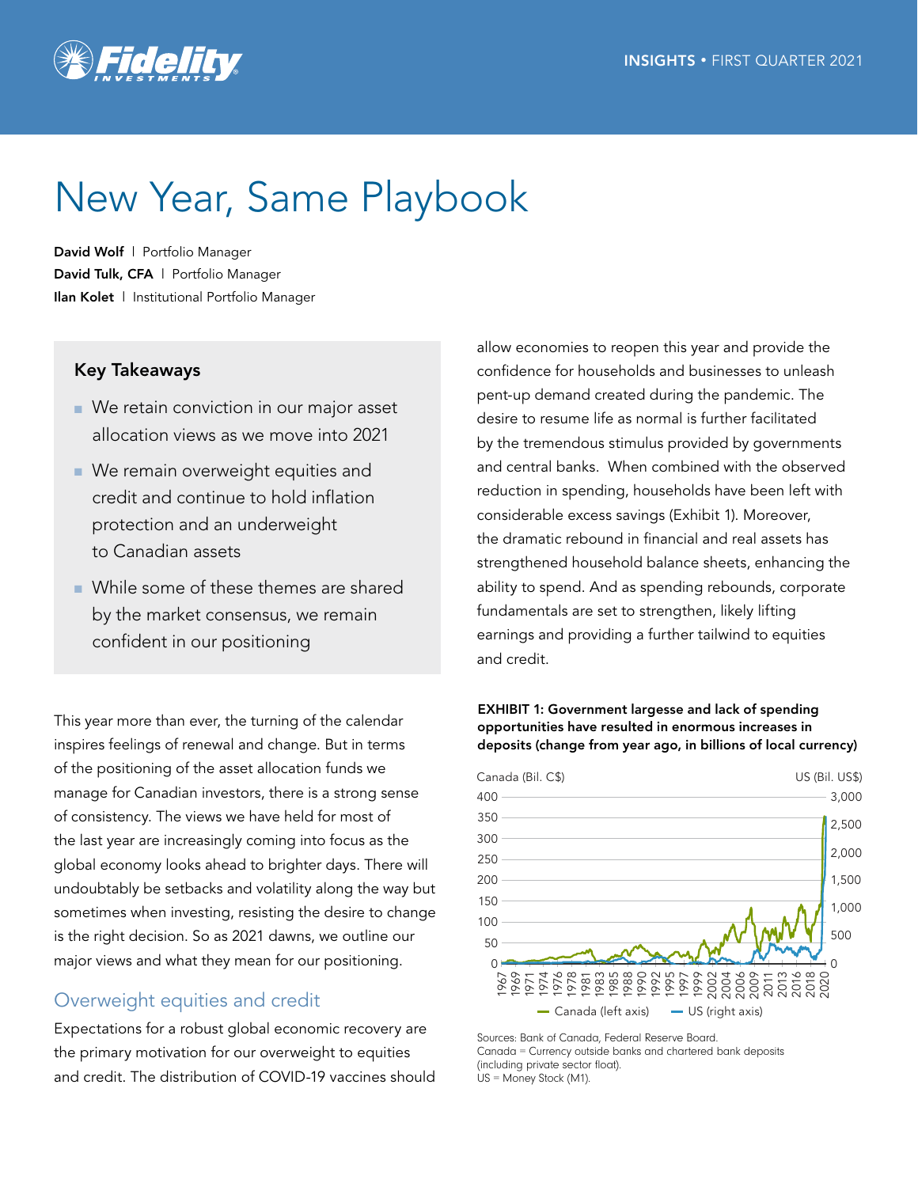# New Year, Same Playbook

**David Wolf** | Portfolio Manager
**David Tulk, CFA** | Portfolio Manager
**Ilan Kolet** | Institutional Portfolio Manager

### Key Takeaways

- We retain conviction in our major asset allocation views as we move into 2021
- We remain overweight equities and credit and continue to hold inflation protection and an underweight to Canadian assets
- While some of these themes are shared by the market consensus, we remain confident in our positioning

This year more than ever, the turning of the calendar inspires feelings of renewal and change. But in terms of the positioning of the asset allocation funds we manage for Canadian investors, there is a strong sense of consistency. The views we have held for most of the last year are increasingly coming into focus as the global economy looks ahead to brighter days. There will undoubtably be setbacks and volatility along the way but sometimes when investing, resisting the desire to change is the right decision. So as 2021 dawns, we outline our major views and what they mean for our positioning.

## Overweight equities and credit

Expectations for a robust global economic recovery are the primary motivation for our overweight to equities and credit. The distribution of COVID-19 vaccines should allow economies to reopen this year and provide the confidence for households and businesses to unleash pent-up demand created during the pandemic. The desire to resume life as normal is further facilitated by the tremendous stimulus provided by governments and central banks. When combined with the observed reduction in spending, households have been left with considerable excess savings (Exhibit 1). Moreover, the dramatic rebound in financial and real assets has strengthened household balance sheets, enhancing the ability to spend. And as spending rebounds, corporate fundamentals are set to strengthen, likely lifting earnings and providing a further tailwind to equities and credit.

**EXHIBIT 1: Government largesse and lack of spending opportunities have resulted in enormous increases in deposits (change from year ago, in billions of local currency)**

Sources: Bank of Canada, Federal Reserve Board.
Canada = Currency outside banks and chartered bank deposits (including private sector float).
US = Money Stock (M1).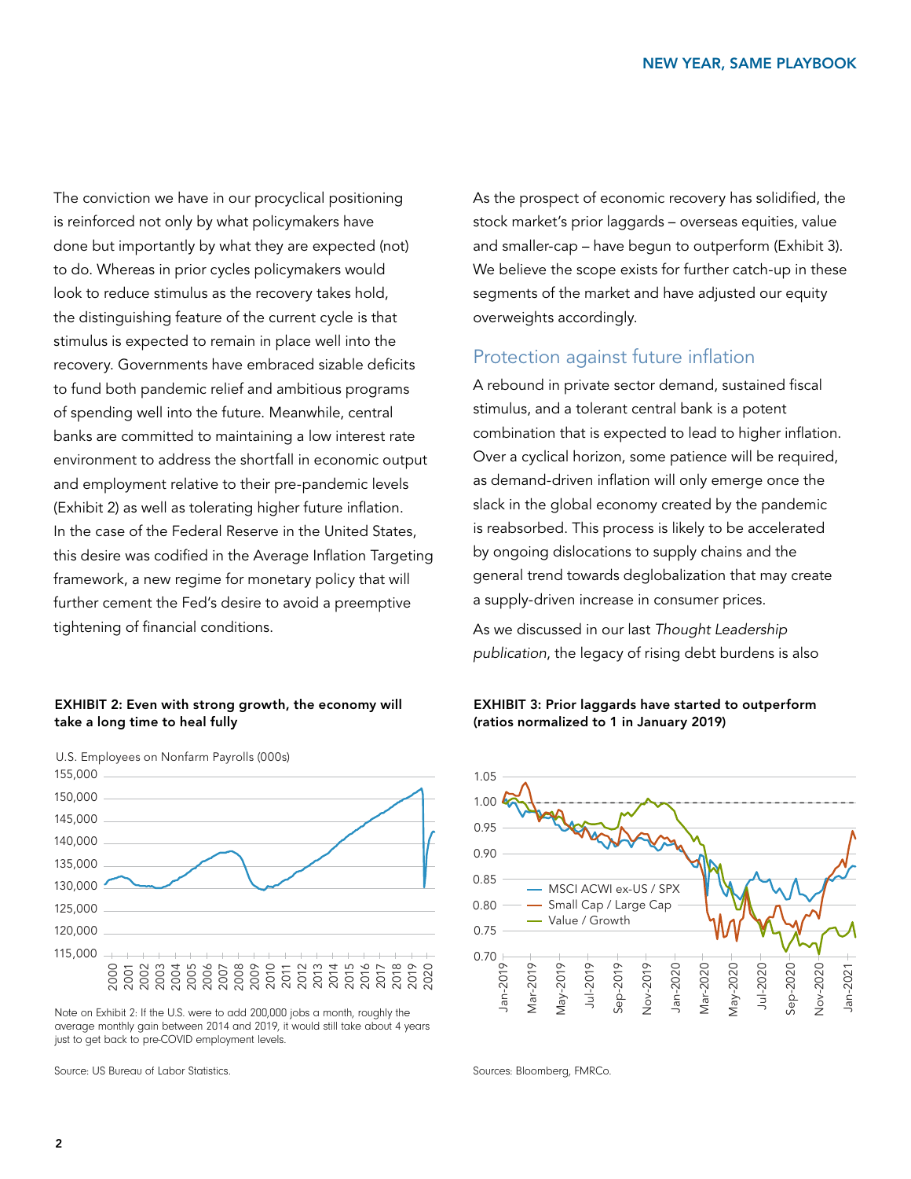The conviction we have in our procyclical positioning is reinforced not only by what policymakers have done but importantly by what they are expected (not) to do. Whereas in prior cycles policymakers would look to reduce stimulus as the recovery takes hold, the distinguishing feature of the current cycle is that stimulus is expected to remain in place well into the recovery. Governments have embraced sizable deficits to fund both pandemic relief and ambitious programs of spending well into the future. Meanwhile, central banks are committed to maintaining a low interest rate environment to address the shortfall in economic output and employment relative to their pre-pandemic levels (Exhibit 2) as well as tolerating higher future inflation. In the case of the Federal Reserve in the United States, this desire was codified in the Average Inflation Targeting framework, a new regime for monetary policy that will further cement the Fed's desire to avoid a preemptive tightening of financial conditions.

As the prospect of economic recovery has solidified, the stock market's prior laggards – overseas equities, value and smaller-cap – have begun to outperform (Exhibit 3). We believe the scope exists for further catch-up in these segments of the market and have adjusted our equity overweights accordingly.

## Protection against future inflation

A rebound in private sector demand, sustained fiscal stimulus, and a tolerant central bank is a potent combination that is expected to lead to higher inflation. Over a cyclical horizon, some patience will be required, as demand-driven inflation will only emerge once the slack in the global economy created by the pandemic is reabsorbed. This process is likely to be accelerated by ongoing dislocations to supply chains and the general trend towards deglobalization that may create a supply-driven increase in consumer prices.

As we discussed in our last *Thought Leadership publication*, the legacy of rising debt burdens is also

**EXHIBIT 2: Even with strong growth, the economy will take a long time to heal fully**

Note on Exhibit 2: If the U.S. were to add 200,000 jobs a month, roughly the average monthly gain between 2014 and 2019, it would still take about 4 years just to get back to pre-COVID employment levels.

Source: US Bureau of Labor Statistics.

**EXHIBIT 3: Prior laggards have started to outperform (ratios normalized to 1 in January 2019)**

Sources: Bloomberg, FMRCo.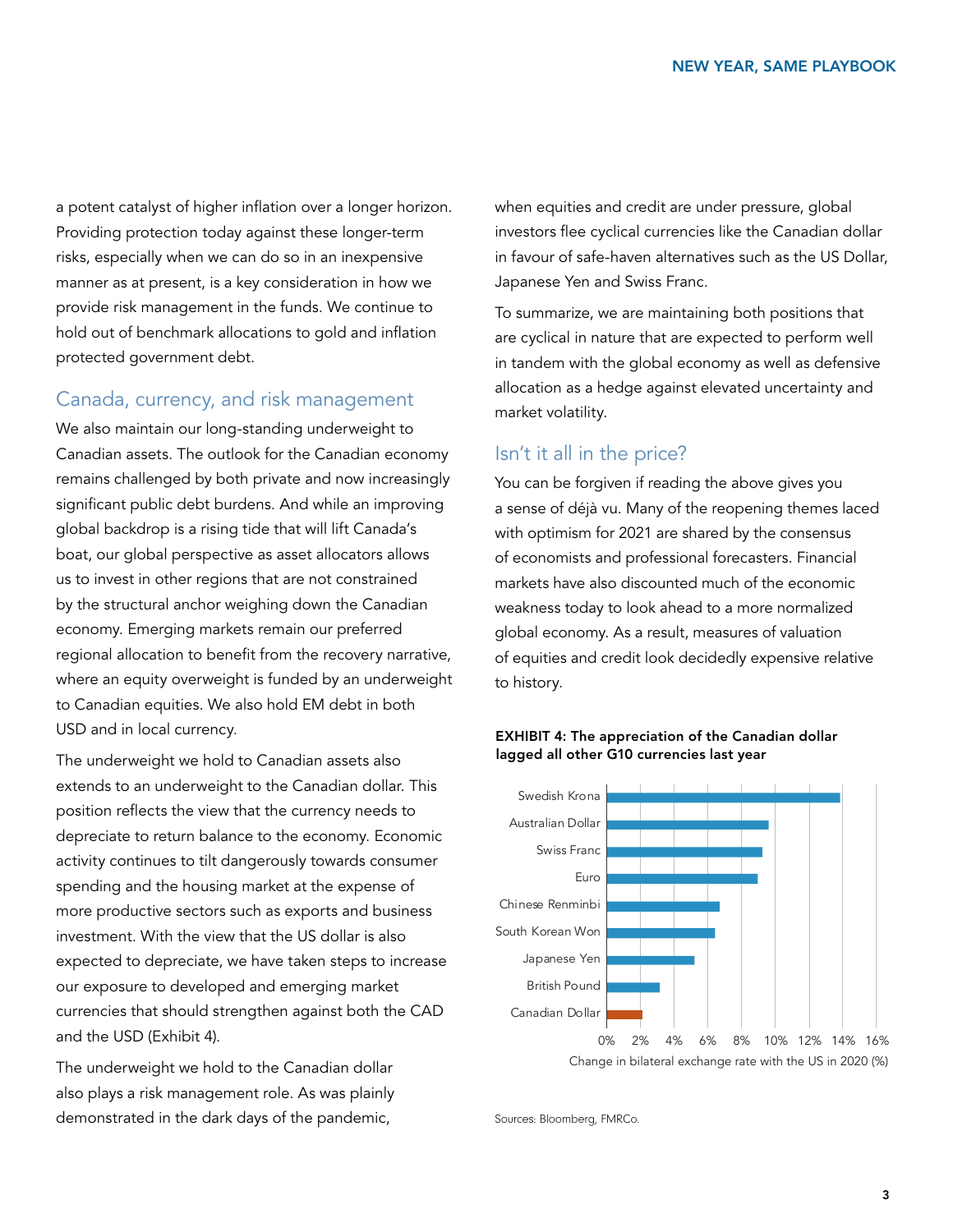a potent catalyst of higher inflation over a longer horizon. Providing protection today against these longer-term risks, especially when we can do so in an inexpensive manner as at present, is a key consideration in how we provide risk management in the funds. We continue to hold out of benchmark allocations to gold and inflation protected government debt.

## Canada, currency, and risk management

We also maintain our long-standing underweight to Canadian assets. The outlook for the Canadian economy remains challenged by both private and now increasingly significant public debt burdens. And while an improving global backdrop is a rising tide that will lift Canada's boat, our global perspective as asset allocators allows us to invest in other regions that are not constrained by the structural anchor weighing down the Canadian economy. Emerging markets remain our preferred regional allocation to benefit from the recovery narrative, where an equity overweight is funded by an underweight to Canadian equities. We also hold EM debt in both USD and in local currency.

The underweight we hold to Canadian assets also extends to an underweight to the Canadian dollar. This position reflects the view that the currency needs to depreciate to return balance to the economy. Economic activity continues to tilt dangerously towards consumer spending and the housing market at the expense of more productive sectors such as exports and business investment. With the view that the US dollar is also expected to depreciate, we have taken steps to increase our exposure to developed and emerging market currencies that should strengthen against both the CAD and the USD (Exhibit 4).

The underweight we hold to the Canadian dollar also plays a risk management role. As was plainly demonstrated in the dark days of the pandemic, when equities and credit are under pressure, global investors flee cyclical currencies like the Canadian dollar in favour of safe-haven alternatives such as the US Dollar, Japanese Yen and Swiss Franc.

To summarize, we are maintaining both positions that are cyclical in nature that are expected to perform well in tandem with the global economy as well as defensive allocation as a hedge against elevated uncertainty and market volatility.

## Isn't it all in the price?

You can be forgiven if reading the above gives you a sense of déjà vu. Many of the reopening themes laced with optimism for 2021 are shared by the consensus of economists and professional forecasters. Financial markets have also discounted much of the economic weakness today to look ahead to a more normalized global economy. As a result, measures of valuation of equities and credit look decidedly expensive relative to history.

**EXHIBIT 4: The appreciation of the Canadian dollar lagged all other G10 currencies last year**

| Currency | Change in bilateral exchange rate with the US in 2020 (%) (approx.) |
|---|---|
| Swedish Krona | ~14% |
| Australian Dollar | ~9.7% |
| Swiss Franc | ~9.3% |
| Euro | ~9% |
| Chinese Renminbi | ~6.7% |
| South Korean Won | ~6.4% |
| Japanese Yen | ~5.2% |
| British Pound | ~3.1% |
| Canadian Dollar | ~2.1% |

Sources: Bloomberg, FMRCo.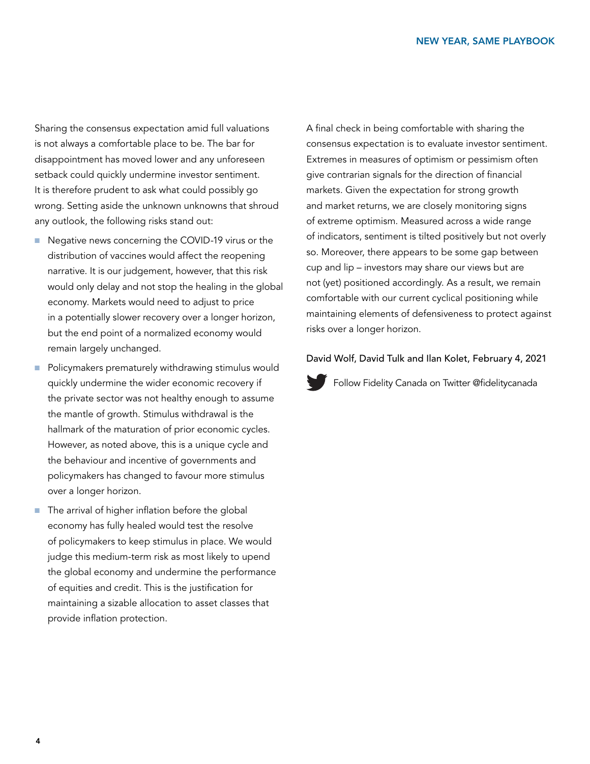Sharing the consensus expectation amid full valuations is not always a comfortable place to be. The bar for disappointment has moved lower and any unforeseen setback could quickly undermine investor sentiment. It is therefore prudent to ask what could possibly go wrong. Setting aside the unknown unknowns that shroud any outlook, the following risks stand out:

- Negative news concerning the COVID-19 virus or the distribution of vaccines would affect the reopening narrative. It is our judgement, however, that this risk would only delay and not stop the healing in the global economy. Markets would need to adjust to price in a potentially slower recovery over a longer horizon, but the end point of a normalized economy would remain largely unchanged.
- Policymakers prematurely withdrawing stimulus would quickly undermine the wider economic recovery if the private sector was not healthy enough to assume the mantle of growth. Stimulus withdrawal is the hallmark of the maturation of prior economic cycles. However, as noted above, this is a unique cycle and the behaviour and incentive of governments and policymakers has changed to favour more stimulus over a longer horizon.
- The arrival of higher inflation before the global economy has fully healed would test the resolve of policymakers to keep stimulus in place. We would judge this medium-term risk as most likely to upend the global economy and undermine the performance of equities and credit. This is the justification for maintaining a sizable allocation to asset classes that provide inflation protection.

A final check in being comfortable with sharing the consensus expectation is to evaluate investor sentiment. Extremes in measures of optimism or pessimism often give contrarian signals for the direction of financial markets. Given the expectation for strong growth and market returns, we are closely monitoring signs of extreme optimism. Measured across a wide range of indicators, sentiment is tilted positively but not overly so. Moreover, there appears to be some gap between cup and lip – investors may share our views but are not (yet) positioned accordingly. As a result, we remain comfortable with our current cyclical positioning while maintaining elements of defensiveness to protect against risks over a longer horizon.

David Wolf, David Tulk and Ilan Kolet, February 4, 2021

Follow Fidelity Canada on Twitter @fidelitycanada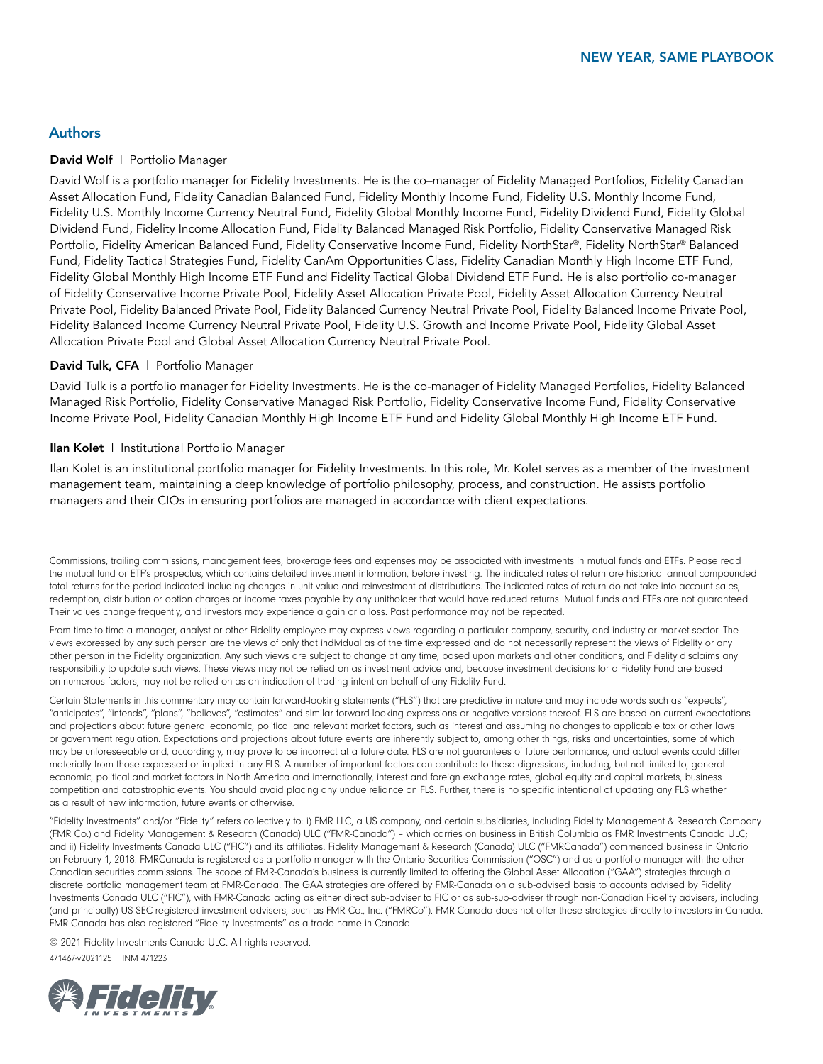## Authors

**David Wolf** | Portfolio Manager

David Wolf is a portfolio manager for Fidelity Investments. He is the co–manager of Fidelity Managed Portfolios, Fidelity Canadian Asset Allocation Fund, Fidelity Canadian Balanced Fund, Fidelity Monthly Income Fund, Fidelity U.S. Monthly Income Fund, Fidelity U.S. Monthly Income Currency Neutral Fund, Fidelity Global Monthly Income Fund, Fidelity Dividend Fund, Fidelity Global Dividend Fund, Fidelity Income Allocation Fund, Fidelity Balanced Managed Risk Portfolio, Fidelity Conservative Managed Risk Portfolio, Fidelity American Balanced Fund, Fidelity Conservative Income Fund, Fidelity NorthStar®, Fidelity NorthStar® Balanced Fund, Fidelity Tactical Strategies Fund, Fidelity CanAm Opportunities Class, Fidelity Canadian Monthly High Income ETF Fund, Fidelity Global Monthly High Income ETF Fund and Fidelity Tactical Global Dividend ETF Fund. He is also portfolio co-manager of Fidelity Conservative Income Private Pool, Fidelity Asset Allocation Private Pool, Fidelity Asset Allocation Currency Neutral Private Pool, Fidelity Balanced Private Pool, Fidelity Balanced Currency Neutral Private Pool, Fidelity Balanced Income Private Pool, Fidelity Balanced Income Currency Neutral Private Pool, Fidelity U.S. Growth and Income Private Pool, Fidelity Global Asset Allocation Private Pool and Global Asset Allocation Currency Neutral Private Pool.

**David Tulk, CFA** | Portfolio Manager

David Tulk is a portfolio manager for Fidelity Investments. He is the co-manager of Fidelity Managed Portfolios, Fidelity Balanced Managed Risk Portfolio, Fidelity Conservative Managed Risk Portfolio, Fidelity Conservative Income Fund, Fidelity Conservative Income Private Pool, Fidelity Canadian Monthly High Income ETF Fund and Fidelity Global Monthly High Income ETF Fund.

**Ilan Kolet** | Institutional Portfolio Manager

Ilan Kolet is an institutional portfolio manager for Fidelity Investments. In this role, Mr. Kolet serves as a member of the investment management team, maintaining a deep knowledge of portfolio philosophy, process, and construction. He assists portfolio managers and their CIOs in ensuring portfolios are managed in accordance with client expectations.

Commissions, trailing commissions, management fees, brokerage fees and expenses may be associated with investments in mutual funds and ETFs. Please read the mutual fund or ETF's prospectus, which contains detailed investment information, before investing. The indicated rates of return are historical annual compounded total returns for the period indicated including changes in unit value and reinvestment of distributions. The indicated rates of return do not take into account sales, redemption, distribution or option charges or income taxes payable by any unitholder that would have reduced returns. Mutual funds and ETFs are not guaranteed. Their values change frequently, and investors may experience a gain or a loss. Past performance may not be repeated.

From time to time a manager, analyst or other Fidelity employee may express views regarding a particular company, security, and industry or market sector. The views expressed by any such person are the views of only that individual as of the time expressed and do not necessarily represent the views of Fidelity or any other person in the Fidelity organization. Any such views are subject to change at any time, based upon markets and other conditions, and Fidelity disclaims any responsibility to update such views. These views may not be relied on as investment advice and, because investment decisions for a Fidelity Fund are based on numerous factors, may not be relied on as an indication of trading intent on behalf of any Fidelity Fund.

Certain Statements in this commentary may contain forward-looking statements ("FLS") that are predictive in nature and may include words such as "expects", "anticipates", "intends", "plans", "believes", "estimates" and similar forward-looking expressions or negative versions thereof. FLS are based on current expectations and projections about future general economic, political and relevant market factors, such as interest and assuming no changes to applicable tax or other laws or government regulation. Expectations and projections about future events are inherently subject to, among other things, risks and uncertainties, some of which may be unforeseeable and, accordingly, may prove to be incorrect at a future date. FLS are not guarantees of future performance, and actual events could differ materially from those expressed or implied in any FLS. A number of important factors can contribute to these digressions, including, but not limited to, general economic, political and market factors in North America and internationally, interest and foreign exchange rates, global equity and capital markets, business competition and catastrophic events. You should avoid placing any undue reliance on FLS. Further, there is no specific intentional of updating any FLS whether as a result of new information, future events or otherwise.

"Fidelity Investments" and/or "Fidelity" refers collectively to: i) FMR LLC, a US company, and certain subsidiaries, including Fidelity Management & Research Company (FMR Co.) and Fidelity Management & Research (Canada) ULC ("FMR-Canada") – which carries on business in British Columbia as FMR Investments Canada ULC; and ii) Fidelity Investments Canada ULC ("FIC") and its affiliates. Fidelity Management & Research (Canada) ULC ("FMRCanada") commenced business in Ontario on February 1, 2018. FMRCanada is registered as a portfolio manager with the Ontario Securities Commission ("OSC") and as a portfolio manager with the other Canadian securities commissions. The scope of FMR-Canada's business is currently limited to offering the Global Asset Allocation ("GAA") strategies through a discrete portfolio management team at FMR-Canada. The GAA strategies are offered by FMR-Canada on a sub-advised basis to accounts advised by Fidelity Investments Canada ULC ("FIC"), with FMR-Canada acting as either direct sub-adviser to FIC or as sub-sub-adviser through non-Canadian Fidelity advisers, including (and principally) US SEC-registered investment advisers, such as FMR Co., Inc. ("FMRCo"). FMR-Canada does not offer these strategies directly to investors in Canada. FMR-Canada has also registered "Fidelity Investments" as a trade name in Canada.

© 2021 Fidelity Investments Canada ULC. All rights reserved.

471467-v2021125 INM 471223